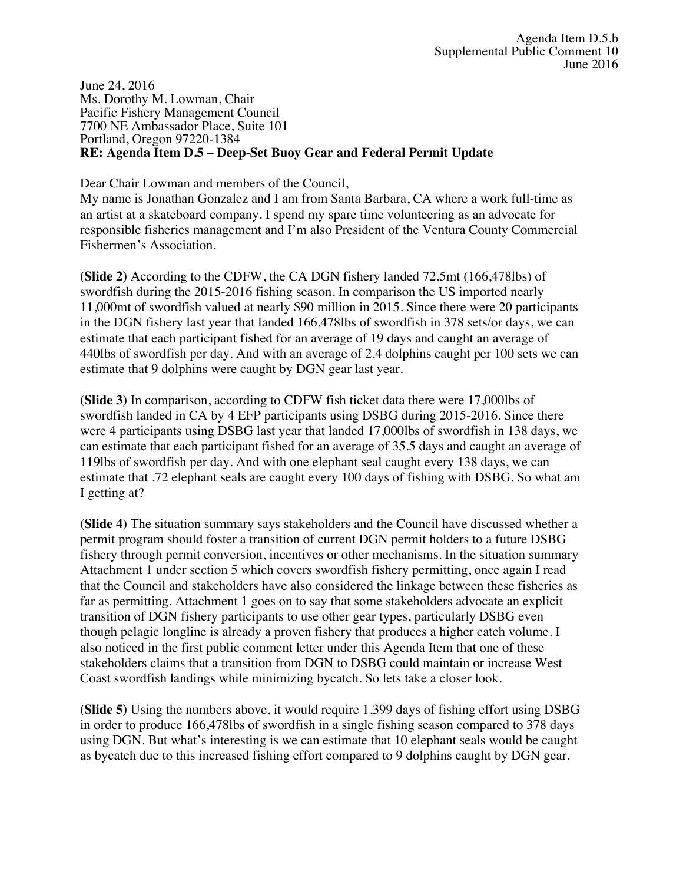Agenda Item D.5.b
Supplemental Public Comment 10
June 2016

June 24, 2016
Ms. Dorothy M. Lowman, Chair
Pacific Fishery Management Council
7700 NE Ambassador Place, Suite 101
Portland, Oregon 97220-1384
**RE: Agenda Item D.5 – Deep-Set Buoy Gear and Federal Permit Update**

Dear Chair Lowman and members of the Council,
My name is Jonathan Gonzalez and I am from Santa Barbara, CA where a work full-time as an artist at a skateboard company. I spend my spare time volunteering as an advocate for responsible fisheries management and I'm also President of the Ventura County Commercial Fishermen's Association.

**(Slide 2)** According to the CDFW, the CA DGN fishery landed 72.5mt (166,478lbs) of swordfish during the 2015-2016 fishing season. In comparison the US imported nearly 11,000mt of swordfish valued at nearly $90 million in 2015. Since there were 20 participants in the DGN fishery last year that landed 166,478lbs of swordfish in 378 sets/or days, we can estimate that each participant fished for an average of 19 days and caught an average of 440lbs of swordfish per day. And with an average of 2.4 dolphins caught per 100 sets we can estimate that 9 dolphins were caught by DGN gear last year.

**(Slide 3)** In comparison, according to CDFW fish ticket data there were 17,000lbs of swordfish landed in CA by 4 EFP participants using DSBG during 2015-2016. Since there were 4 participants using DSBG last year that landed 17,000lbs of swordfish in 138 days, we can estimate that each participant fished for an average of 35.5 days and caught an average of 119lbs of swordfish per day. And with one elephant seal caught every 138 days, we can estimate that .72 elephant seals are caught every 100 days of fishing with DSBG. So what am I getting at?

**(Slide 4)** The situation summary says stakeholders and the Council have discussed whether a permit program should foster a transition of current DGN permit holders to a future DSBG fishery through permit conversion, incentives or other mechanisms. In the situation summary Attachment 1 under section 5 which covers swordfish fishery permitting, once again I read that the Council and stakeholders have also considered the linkage between these fisheries as far as permitting. Attachment 1 goes on to say that some stakeholders advocate an explicit transition of DGN fishery participants to use other gear types, particularly DSBG even though pelagic longline is already a proven fishery that produces a higher catch volume. I also noticed in the first public comment letter under this Agenda Item that one of these stakeholders claims that a transition from DGN to DSBG could maintain or increase West Coast swordfish landings while minimizing bycatch. So lets take a closer look.

**(Slide 5)** Using the numbers above, it would require 1,399 days of fishing effort using DSBG in order to produce 166,478lbs of swordfish in a single fishing season compared to 378 days using DGN. But what's interesting is we can estimate that 10 elephant seals would be caught as bycatch due to this increased fishing effort compared to 9 dolphins caught by DGN gear.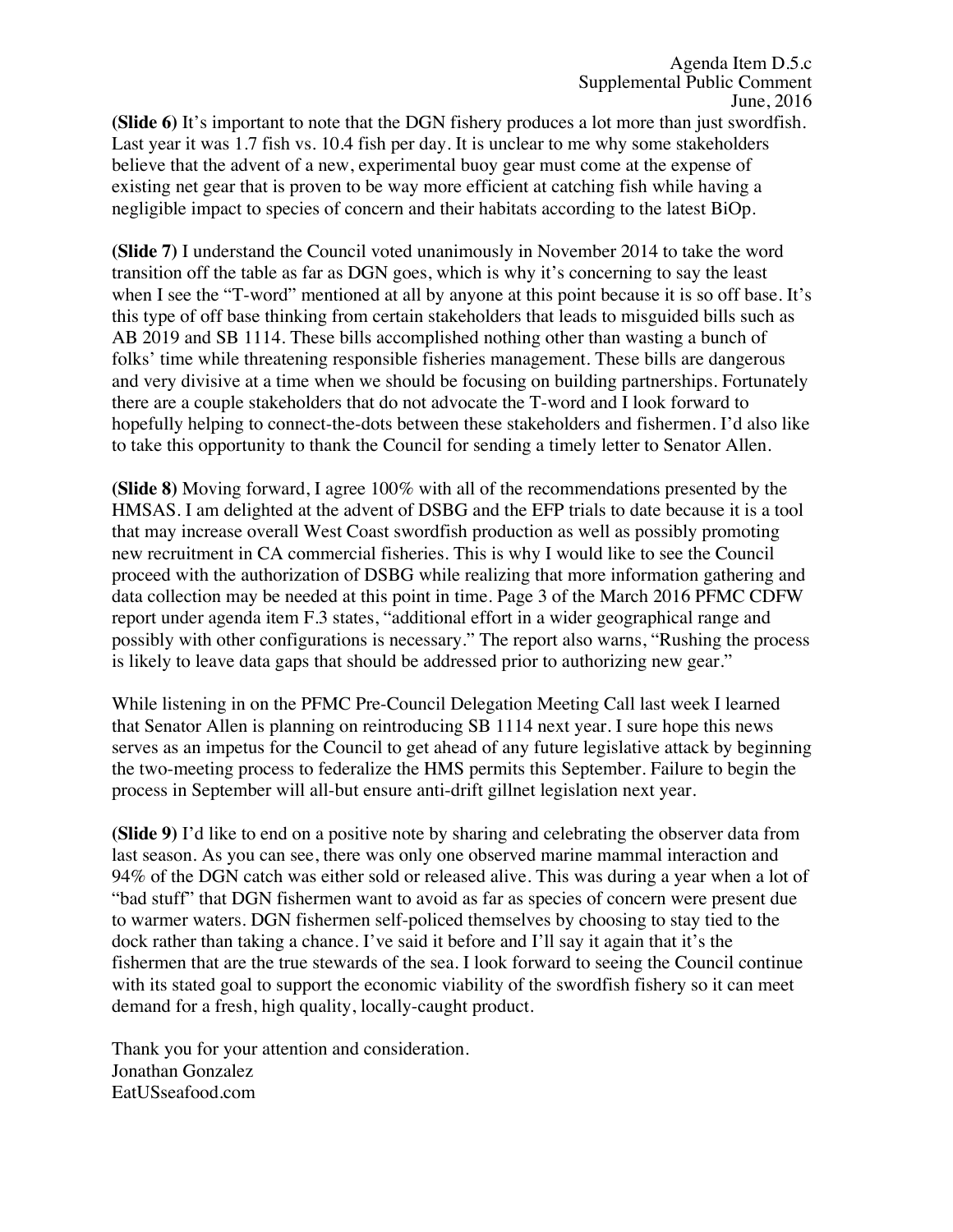**(Slide 6)** It's important to note that the DGN fishery produces a lot more than just swordfish. Last year it was 1.7 fish vs. 10.4 fish per day. It is unclear to me why some stakeholders believe that the advent of a new, experimental buoy gear must come at the expense of existing net gear that is proven to be way more efficient at catching fish while having a negligible impact to species of concern and their habitats according to the latest BiOp.

**(Slide 7)** I understand the Council voted unanimously in November 2014 to take the word transition off the table as far as DGN goes, which is why it's concerning to say the least when I see the "T-word" mentioned at all by anyone at this point because it is so off base. It's this type of off base thinking from certain stakeholders that leads to misguided bills such as AB 2019 and SB 1114. These bills accomplished nothing other than wasting a bunch of folks' time while threatening responsible fisheries management. These bills are dangerous and very divisive at a time when we should be focusing on building partnerships. Fortunately there are a couple stakeholders that do not advocate the T-word and I look forward to hopefully helping to connect-the-dots between these stakeholders and fishermen. I'd also like to take this opportunity to thank the Council for sending a timely letter to Senator Allen.

**(Slide 8)** Moving forward, I agree 100% with all of the recommendations presented by the HMSAS. I am delighted at the advent of DSBG and the EFP trials to date because it is a tool that may increase overall West Coast swordfish production as well as possibly promoting new recruitment in CA commercial fisheries. This is why I would like to see the Council proceed with the authorization of DSBG while realizing that more information gathering and data collection may be needed at this point in time. Page 3 of the March 2016 PFMC CDFW report under agenda item F.3 states, "additional effort in a wider geographical range and possibly with other configurations is necessary." The report also warns, "Rushing the process is likely to leave data gaps that should be addressed prior to authorizing new gear."

While listening in on the PFMC Pre-Council Delegation Meeting Call last week I learned that Senator Allen is planning on reintroducing SB 1114 next year. I sure hope this news serves as an impetus for the Council to get ahead of any future legislative attack by beginning the two-meeting process to federalize the HMS permits this September. Failure to begin the process in September will all-but ensure anti-drift gillnet legislation next year.

**(Slide 9)** I'd like to end on a positive note by sharing and celebrating the observer data from last season. As you can see, there was only one observed marine mammal interaction and 94% of the DGN catch was either sold or released alive. This was during a year when a lot of "bad stuff" that DGN fishermen want to avoid as far as species of concern were present due to warmer waters. DGN fishermen self-policed themselves by choosing to stay tied to the dock rather than taking a chance. I've said it before and I'll say it again that it's the fishermen that are the true stewards of the sea. I look forward to seeing the Council continue with its stated goal to support the economic viability of the swordfish fishery so it can meet demand for a fresh, high quality, locally-caught product.

Thank you for your attention and consideration.
Jonathan Gonzalez
EatUSseafood.com